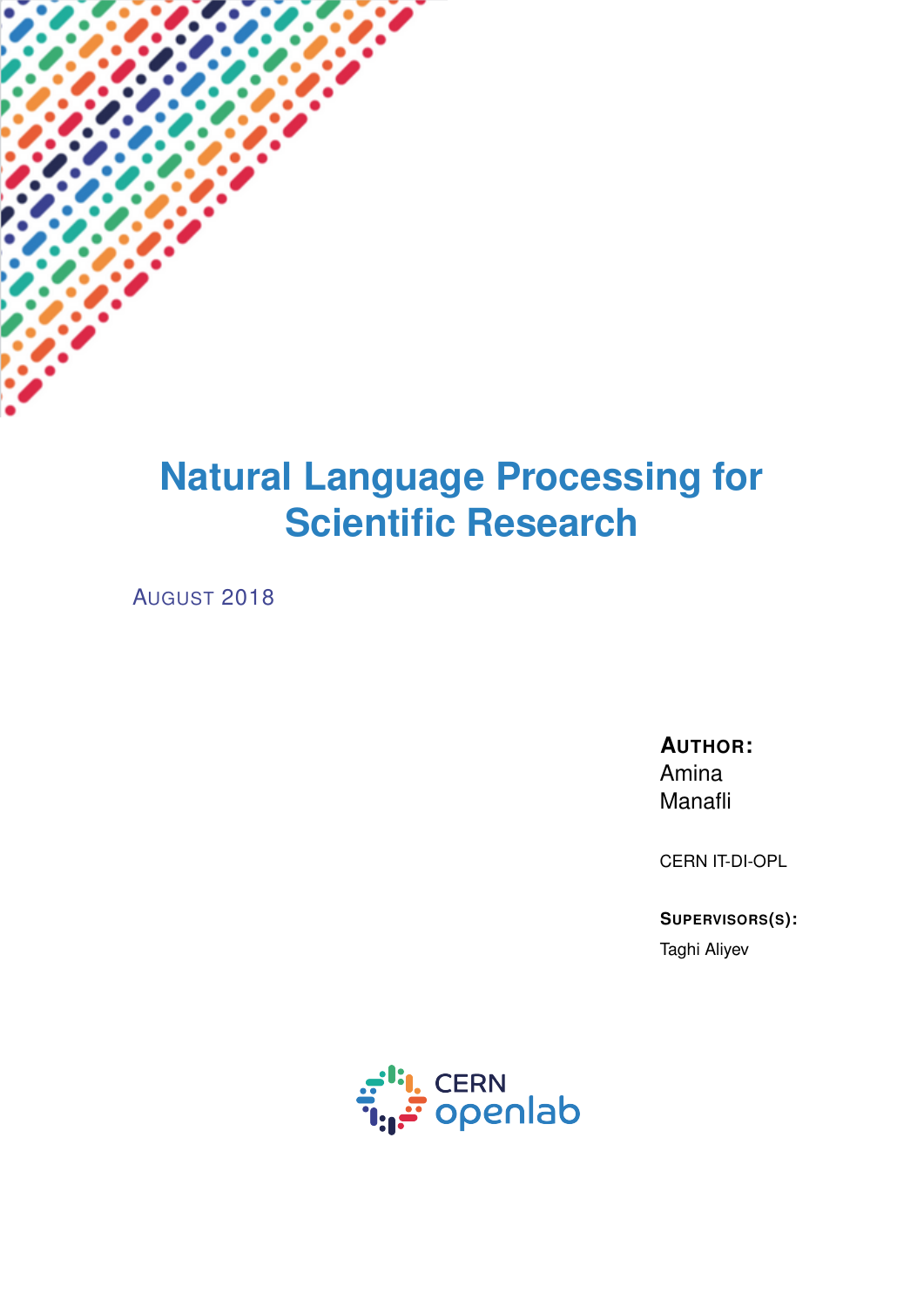# Natural Language Processing for Scientific Research

AUGUST 2018

**AUTHOR:**
Amina
Manafli

CERN IT-DI-OPL

**SUPERVISORS(S):**
Taghi Aliyev

CERN openlab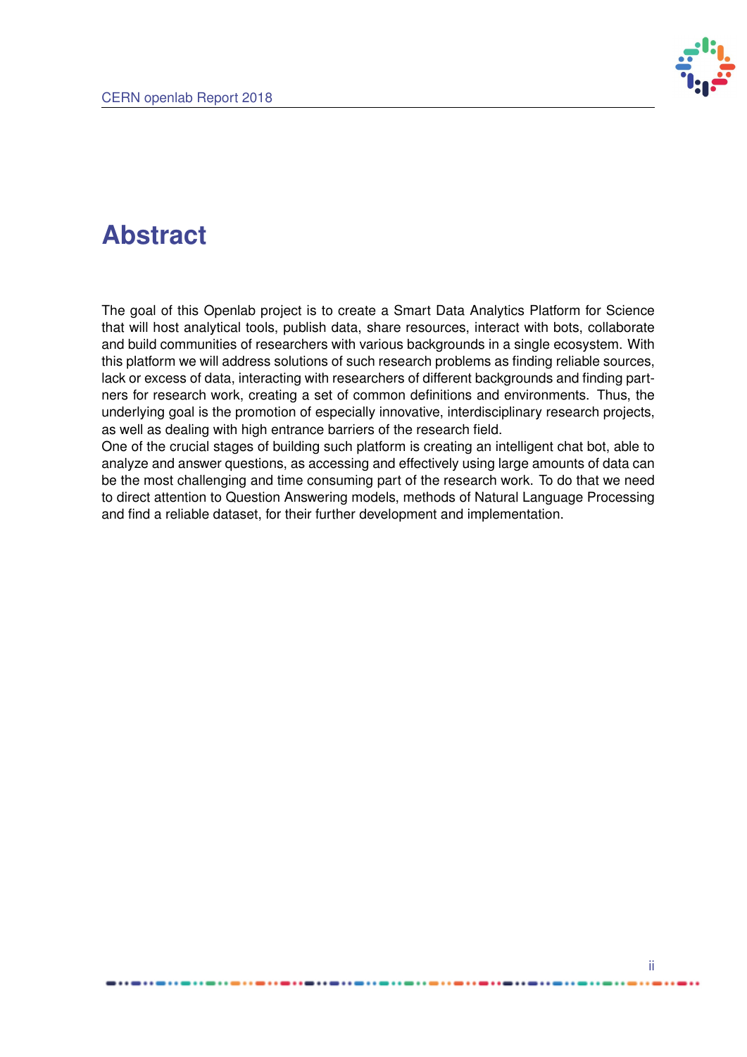# Abstract

The goal of this Openlab project is to create a Smart Data Analytics Platform for Science that will host analytical tools, publish data, share resources, interact with bots, collaborate and build communities of researchers with various backgrounds in a single ecosystem. With this platform we will address solutions of such research problems as finding reliable sources, lack or excess of data, interacting with researchers of different backgrounds and finding partners for research work, creating a set of common definitions and environments. Thus, the underlying goal is the promotion of especially innovative, interdisciplinary research projects, as well as dealing with high entrance barriers of the research field.

One of the crucial stages of building such platform is creating an intelligent chat bot, able to analyze and answer questions, as accessing and effectively using large amounts of data can be the most challenging and time consuming part of the research work. To do that we need to direct attention to Question Answering models, methods of Natural Language Processing and find a reliable dataset, for their further development and implementation.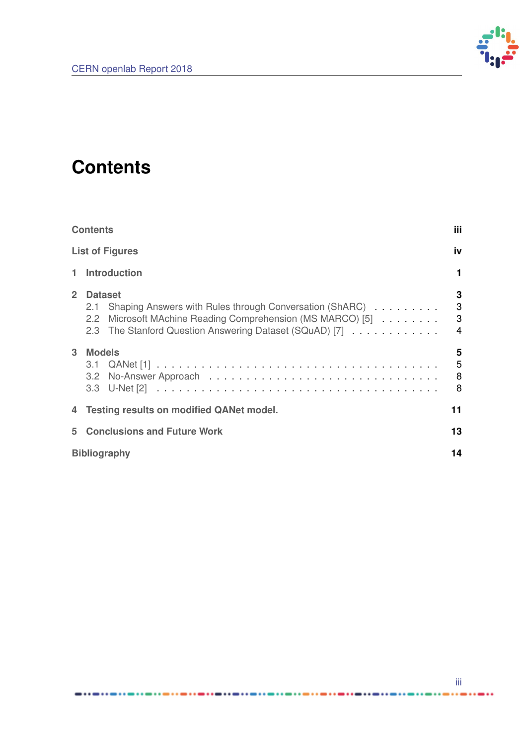# Contents

**Contents** **iii**

**List of Figures** **iv**

**1 Introduction** **1**

**2 Dataset** **3**
- 2.1 Shaping Answers with Rules through Conversation (ShARC) . . . . . . . . . . 3
- 2.2 Microsoft MAchine Reading Comprehension (MS MARCO) [5] . . . . . . . . 3
- 2.3 The Stanford Question Answering Dataset (SQuAD) [7] . . . . . . . . . . . . 4

**3 Models** **5**
- 3.1 QANet [1] . . . . . . . . . . . . . . . . . . . . . . . . . . . . . . . . . . . 5
- 3.2 No-Answer Approach . . . . . . . . . . . . . . . . . . . . . . . . . . . . . 8
- 3.3 U-Net [2] . . . . . . . . . . . . . . . . . . . . . . . . . . . . . . . . . . . 8

**4 Testing results on modified QANet model.** **11**

**5 Conclusions and Future Work** **13**

**Bibliography** **14**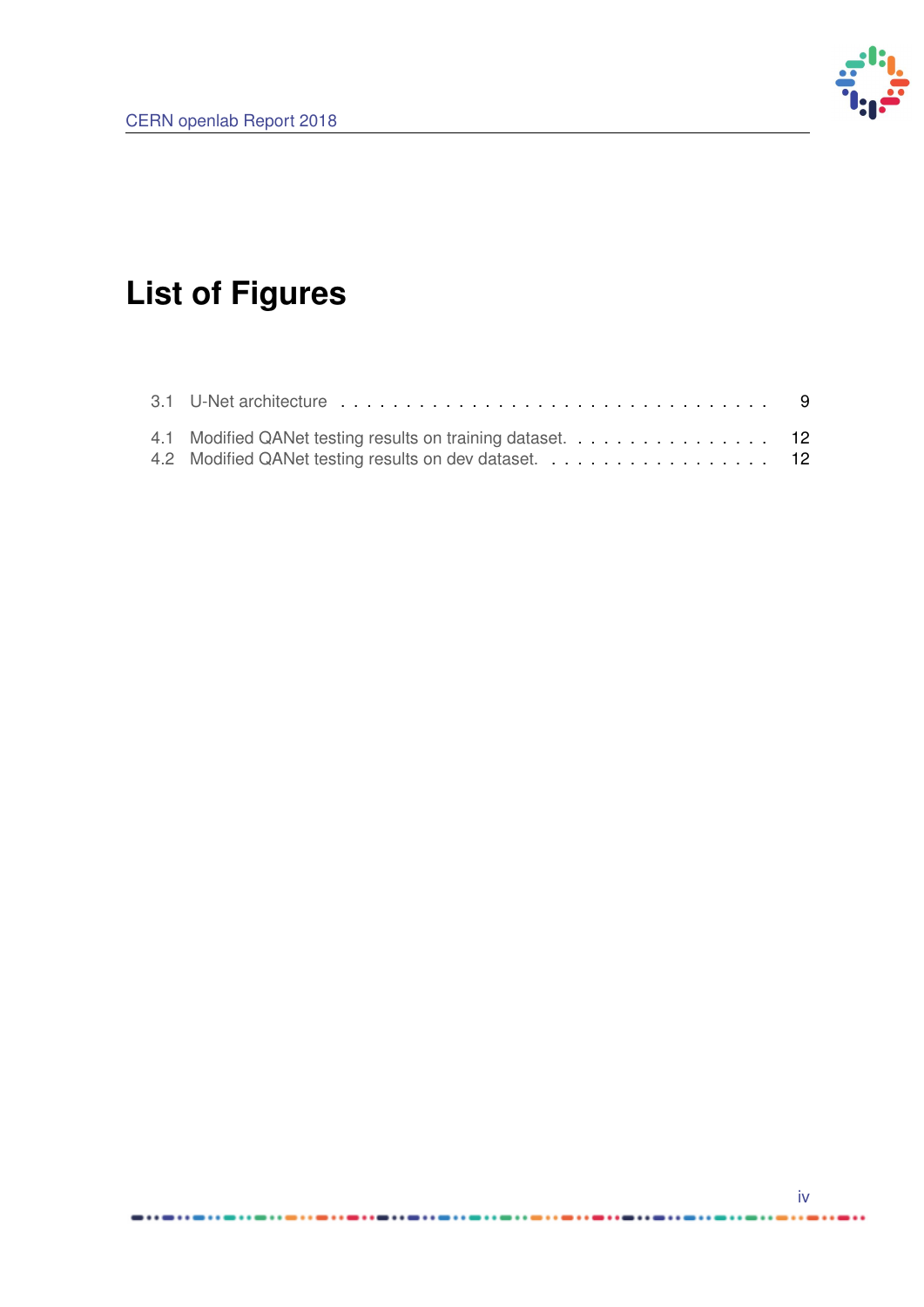# List of Figures

3.1 U-Net architecture . . . . . . . . . . . . . . . . . . . . . . . . . . . . . . . . . 9

4.1 Modified QANet testing results on training dataset. . . . . . . . . . . . . . . . . 12
4.2 Modified QANet testing results on dev dataset. . . . . . . . . . . . . . . . . . . 12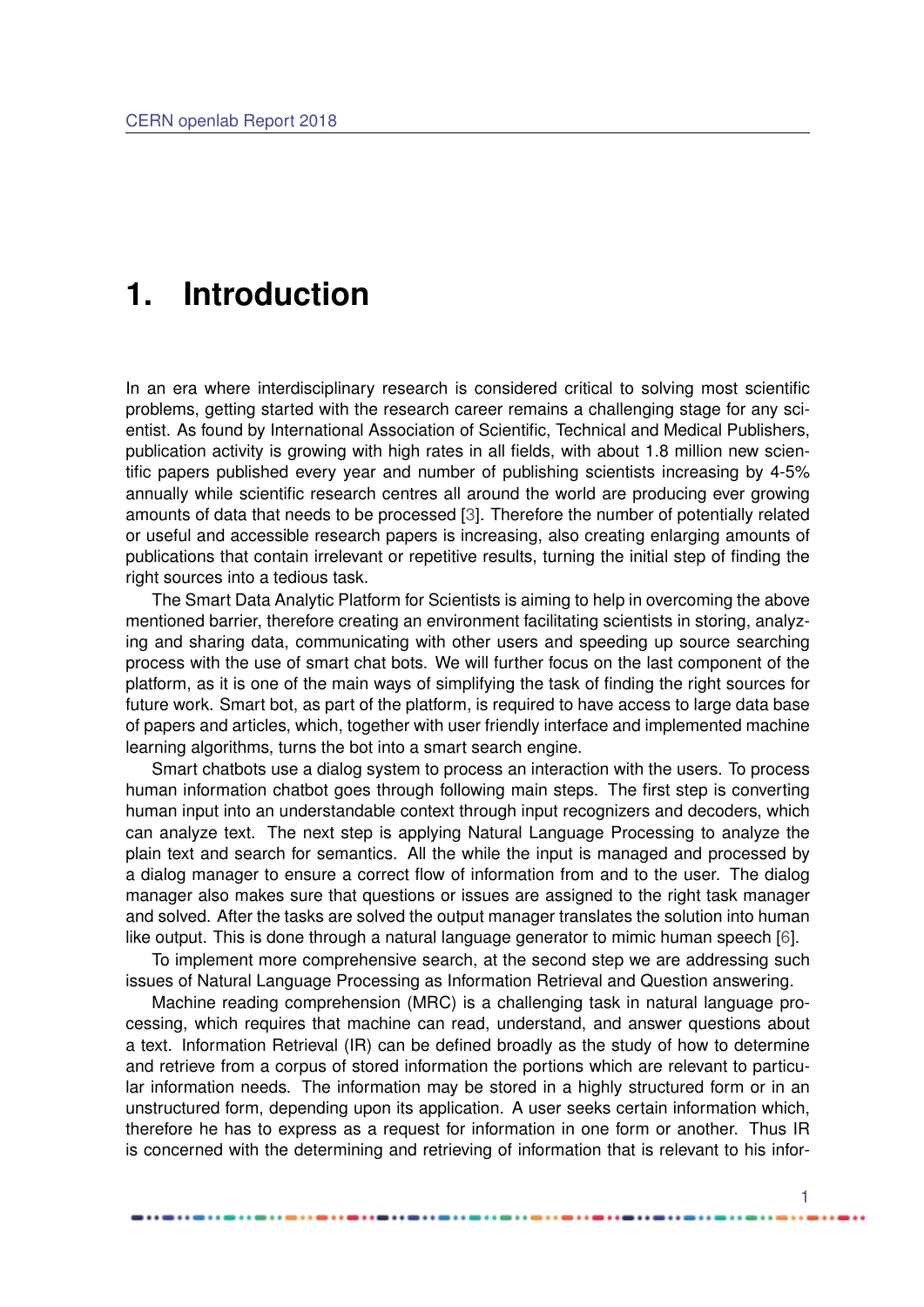# 1. Introduction

In an era where interdisciplinary research is considered critical to solving most scientific problems, getting started with the research career remains a challenging stage for any scientist. As found by International Association of Scientific, Technical and Medical Publishers, publication activity is growing with high rates in all fields, with about 1.8 million new scientific papers published every year and number of publishing scientists increasing by 4-5% annually while scientific research centres all around the world are producing ever growing amounts of data that needs to be processed [3]. Therefore the number of potentially related or useful and accessible research papers is increasing, also creating enlarging amounts of publications that contain irrelevant or repetitive results, turning the initial step of finding the right sources into a tedious task.

The Smart Data Analytic Platform for Scientists is aiming to help in overcoming the above mentioned barrier, therefore creating an environment facilitating scientists in storing, analyzing and sharing data, communicating with other users and speeding up source searching process with the use of smart chat bots. We will further focus on the last component of the platform, as it is one of the main ways of simplifying the task of finding the right sources for future work. Smart bot, as part of the platform, is required to have access to large data base of papers and articles, which, together with user friendly interface and implemented machine learning algorithms, turns the bot into a smart search engine.

Smart chatbots use a dialog system to process an interaction with the users. To process human information chatbot goes through following main steps. The first step is converting human input into an understandable context through input recognizers and decoders, which can analyze text. The next step is applying Natural Language Processing to analyze the plain text and search for semantics. All the while the input is managed and processed by a dialog manager to ensure a correct flow of information from and to the user. The dialog manager also makes sure that questions or issues are assigned to the right task manager and solved. After the tasks are solved the output manager translates the solution into human like output. This is done through a natural language generator to mimic human speech [6].

To implement more comprehensive search, at the second step we are addressing such issues of Natural Language Processing as Information Retrieval and Question answering.

Machine reading comprehension (MRC) is a challenging task in natural language processing, which requires that machine can read, understand, and answer questions about a text. Information Retrieval (IR) can be defined broadly as the study of how to determine and retrieve from a corpus of stored information the portions which are relevant to particular information needs. The information may be stored in a highly structured form or in an unstructured form, depending upon its application. A user seeks certain information which, therefore he has to express as a request for information in one form or another. Thus IR is concerned with the determining and retrieving of information that is relevant to his infor-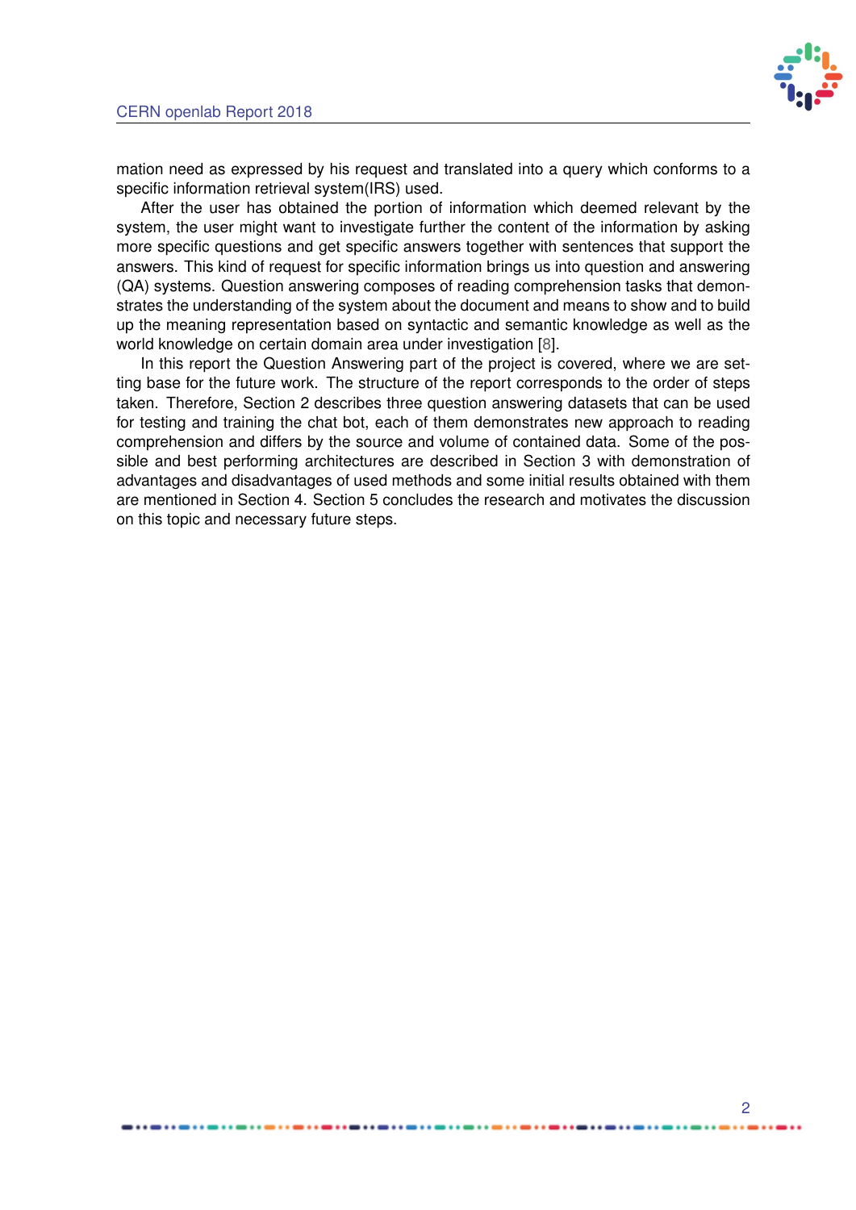mation need as expressed by his request and translated into a query which conforms to a specific information retrieval system(IRS) used.

After the user has obtained the portion of information which deemed relevant by the system, the user might want to investigate further the content of the information by asking more specific questions and get specific answers together with sentences that support the answers. This kind of request for specific information brings us into question and answering (QA) systems. Question answering composes of reading comprehension tasks that demonstrates the understanding of the system about the document and means to show and to build up the meaning representation based on syntactic and semantic knowledge as well as the world knowledge on certain domain area under investigation [8].

In this report the Question Answering part of the project is covered, where we are setting base for the future work. The structure of the report corresponds to the order of steps taken. Therefore, Section 2 describes three question answering datasets that can be used for testing and training the chat bot, each of them demonstrates new approach to reading comprehension and differs by the source and volume of contained data. Some of the possible and best performing architectures are described in Section 3 with demonstration of advantages and disadvantages of used methods and some initial results obtained with them are mentioned in Section 4. Section 5 concludes the research and motivates the discussion on this topic and necessary future steps.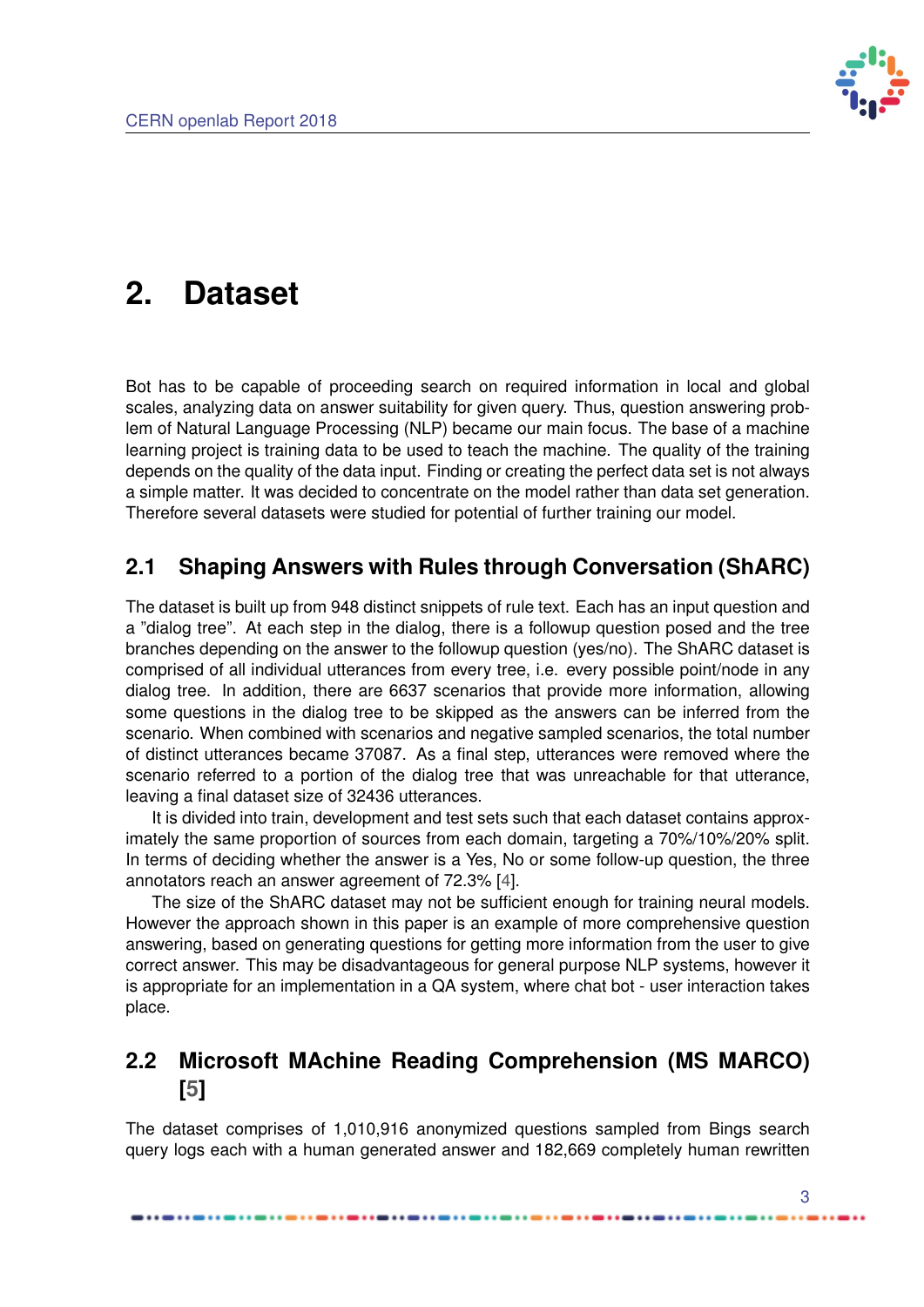# 2. Dataset

Bot has to be capable of proceeding search on required information in local and global scales, analyzing data on answer suitability for given query. Thus, question answering problem of Natural Language Processing (NLP) became our main focus. The base of a machine learning project is training data to be used to teach the machine. The quality of the training depends on the quality of the data input. Finding or creating the perfect data set is not always a simple matter. It was decided to concentrate on the model rather than data set generation. Therefore several datasets were studied for potential of further training our model.

## 2.1 Shaping Answers with Rules through Conversation (ShARC)

The dataset is built up from 948 distinct snippets of rule text. Each has an input question and a "dialog tree". At each step in the dialog, there is a followup question posed and the tree branches depending on the answer to the followup question (yes/no). The ShARC dataset is comprised of all individual utterances from every tree, i.e. every possible point/node in any dialog tree. In addition, there are 6637 scenarios that provide more information, allowing some questions in the dialog tree to be skipped as the answers can be inferred from the scenario. When combined with scenarios and negative sampled scenarios, the total number of distinct utterances became 37087. As a final step, utterances were removed where the scenario referred to a portion of the dialog tree that was unreachable for that utterance, leaving a final dataset size of 32436 utterances.

It is divided into train, development and test sets such that each dataset contains approximately the same proportion of sources from each domain, targeting a 70%/10%/20% split. In terms of deciding whether the answer is a Yes, No or some follow-up question, the three annotators reach an answer agreement of 72.3% [4].

The size of the ShARC dataset may not be sufficient enough for training neural models. However the approach shown in this paper is an example of more comprehensive question answering, based on generating questions for getting more information from the user to give correct answer. This may be disadvantageous for general purpose NLP systems, however it is appropriate for an implementation in a QA system, where chat bot - user interaction takes place.

## 2.2 Microsoft MAchine Reading Comprehension (MS MARCO) [5]

The dataset comprises of 1,010,916 anonymized questions sampled from Bings search query logs each with a human generated answer and 182,669 completely human rewritten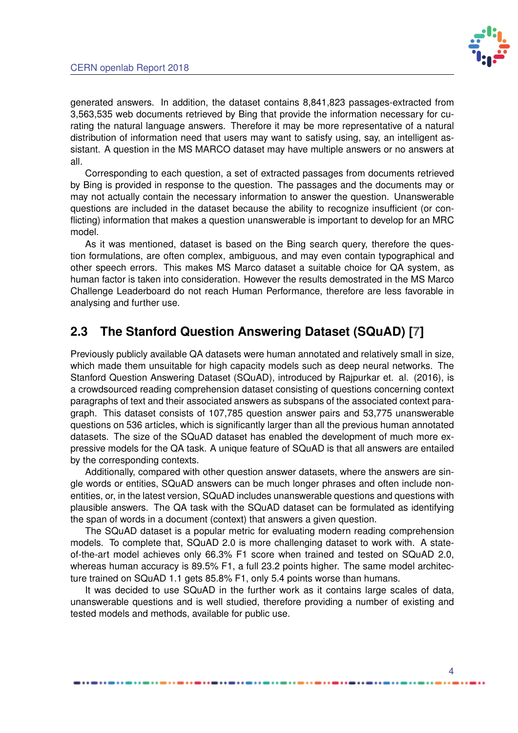generated answers. In addition, the dataset contains 8,841,823 passages-extracted from 3,563,535 web documents retrieved by Bing that provide the information necessary for curating the natural language answers. Therefore it may be more representative of a natural distribution of information need that users may want to satisfy using, say, an intelligent assistant. A question in the MS MARCO dataset may have multiple answers or no answers at all.

Corresponding to each question, a set of extracted passages from documents retrieved by Bing is provided in response to the question. The passages and the documents may or may not actually contain the necessary information to answer the question. Unanswerable questions are included in the dataset because the ability to recognize insufficient (or conflicting) information that makes a question unanswerable is important to develop for an MRC model.

As it was mentioned, dataset is based on the Bing search query, therefore the question formulations, are often complex, ambiguous, and may even contain typographical and other speech errors. This makes MS Marco dataset a suitable choice for QA system, as human factor is taken into consideration. However the results demostrated in the MS Marco Challenge Leaderboard do not reach Human Performance, therefore are less favorable in analysing and further use.

## 2.3 The Stanford Question Answering Dataset (SQuAD) [7]

Previously publicly available QA datasets were human annotated and relatively small in size, which made them unsuitable for high capacity models such as deep neural networks. The Stanford Question Answering Dataset (SQuAD), introduced by Rajpurkar et. al. (2016), is a crowdsourced reading comprehension dataset consisting of questions concerning context paragraphs of text and their associated answers as subspans of the associated context paragraph. This dataset consists of 107,785 question answer pairs and 53,775 unanswerable questions on 536 articles, which is significantly larger than all the previous human annotated datasets. The size of the SQuAD dataset has enabled the development of much more expressive models for the QA task. A unique feature of SQuAD is that all answers are entailed by the corresponding contexts.

Additionally, compared with other question answer datasets, where the answers are single words or entities, SQuAD answers can be much longer phrases and often include non-entities, or, in the latest version, SQuAD includes unanswerable questions and questions with plausible answers. The QA task with the SQuAD dataset can be formulated as identifying the span of words in a document (context) that answers a given question.

The SQuAD dataset is a popular metric for evaluating modern reading comprehension models. To complete that, SQuAD 2.0 is more challenging dataset to work with. A state-of-the-art model achieves only 66.3% F1 score when trained and tested on SQuAD 2.0, whereas human accuracy is 89.5% F1, a full 23.2 points higher. The same model architecture trained on SQuAD 1.1 gets 85.8% F1, only 5.4 points worse than humans.

It was decided to use SQuAD in the further work as it contains large scales of data, unanswerable questions and is well studied, therefore providing a number of existing and tested models and methods, available for public use.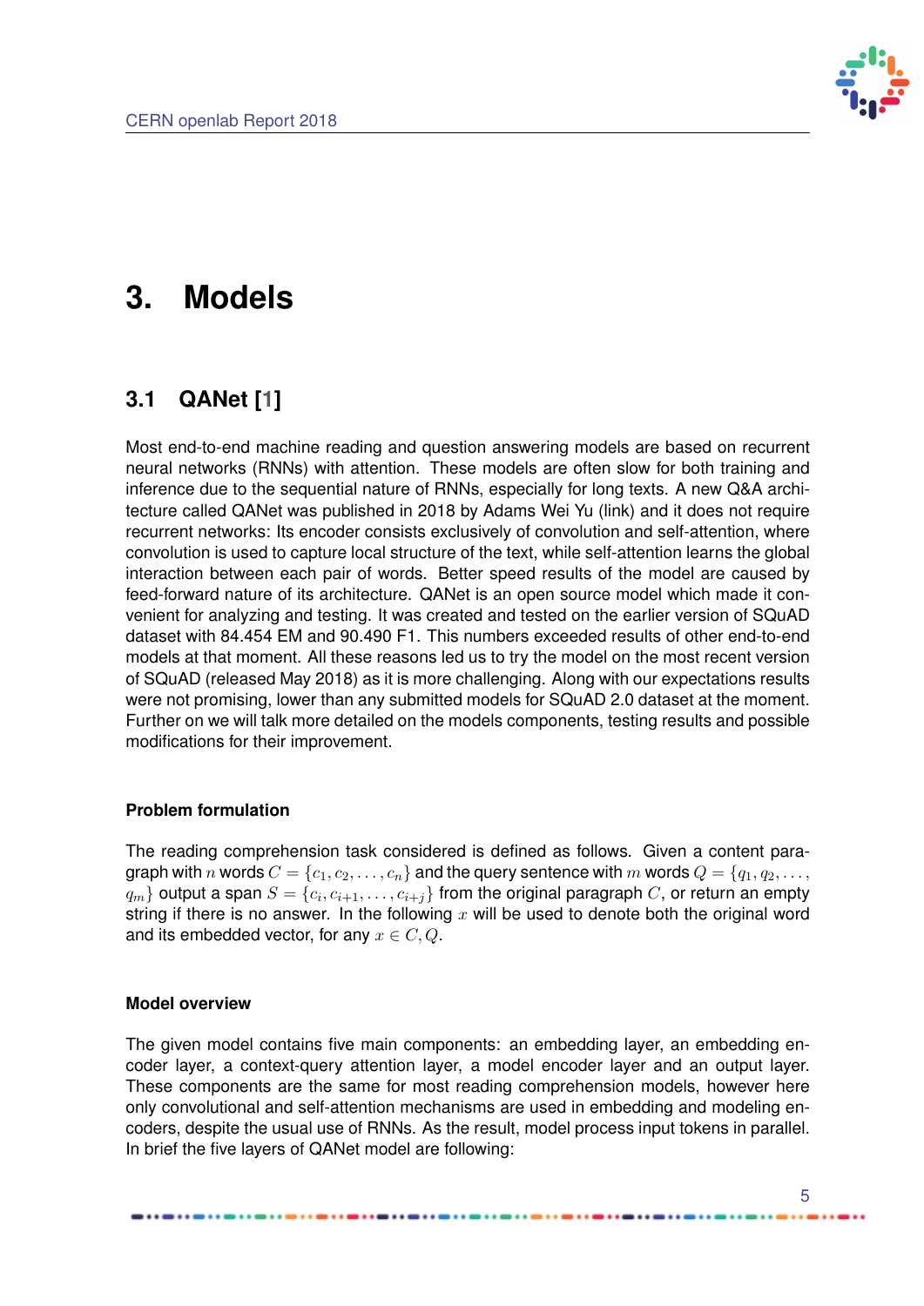# 3. Models

## 3.1 QANet [1]

Most end-to-end machine reading and question answering models are based on recurrent neural networks (RNNs) with attention. These models are often slow for both training and inference due to the sequential nature of RNNs, especially for long texts. A new Q&A architecture called QANet was published in 2018 by Adams Wei Yu (link) and it does not require recurrent networks: Its encoder consists exclusively of convolution and self-attention, where convolution is used to capture local structure of the text, while self-attention learns the global interaction between each pair of words. Better speed results of the model are caused by feed-forward nature of its architecture. QANet is an open source model which made it convenient for analyzing and testing. It was created and tested on the earlier version of SQuAD dataset with 84.454 EM and 90.490 F1. This numbers exceeded results of other end-to-end models at that moment. All these reasons led us to try the model on the most recent version of SQuAD (released May 2018) as it is more challenging. Along with our expectations results were not promising, lower than any submitted models for SQuAD 2.0 dataset at the moment. Further on we will talk more detailed on the models components, testing results and possible modifications for their improvement.

### Problem formulation

The reading comprehension task considered is defined as follows. Given a content paragraph with $n$ words $C = \{c_1, c_2, \ldots, c_n\}$ and the query sentence with $m$ words $Q = \{q_1, q_2, \ldots, q_m\}$ output a span $S = \{c_i, c_{i+1}, \ldots, c_{i+j}\}$ from the original paragraph $C$, or return an empty string if there is no answer. In the following $x$ will be used to denote both the original word and its embedded vector, for any $x \in C, Q$.

### Model overview

The given model contains five main components: an embedding layer, an embedding encoder layer, a context-query attention layer, a model encoder layer and an output layer. These components are the same for most reading comprehension models, however here only convolutional and self-attention mechanisms are used in embedding and modeling encoders, despite the usual use of RNNs. As the result, model process input tokens in parallel. In brief the five layers of QANet model are following: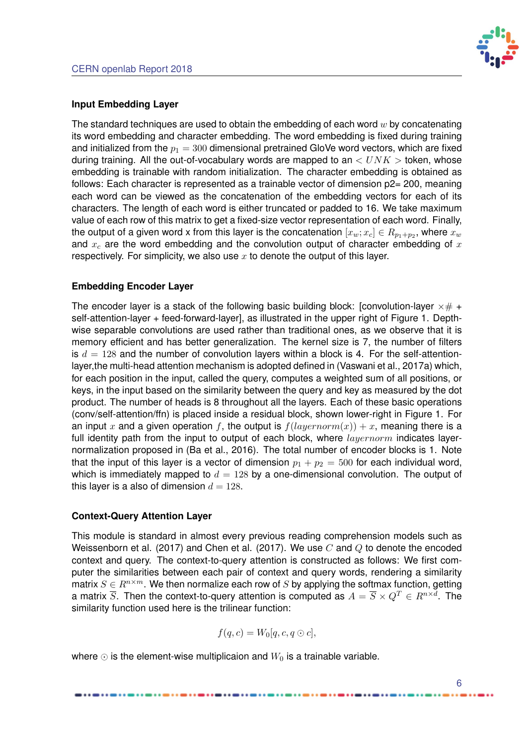### Input Embedding Layer

The standard techniques are used to obtain the embedding of each word $w$ by concatenating its word embedding and character embedding. The word embedding is fixed during training and initialized from the $p_1 = 300$ dimensional pretrained GloVe word vectors, which are fixed during training. All the out-of-vocabulary words are mapped to an $< UNK >$ token, whose embedding is trainable with random initialization. The character embedding is obtained as follows: Each character is represented as a trainable vector of dimension p2= 200, meaning each word can be viewed as the concatenation of the embedding vectors for each of its characters. The length of each word is either truncated or padded to 16. We take maximum value of each row of this matrix to get a fixed-size vector representation of each word. Finally, the output of a given word x from this layer is the concatenation $[x_w; x_c] \in R_{p_1+p_2}$, where $x_w$ and $x_c$ are the word embedding and the convolution output of character embedding of $x$ respectively. For simplicity, we also use $x$ to denote the output of this layer.

### Embedding Encoder Layer

The encoder layer is a stack of the following basic building block: [convolution-layer $\times\#$ + self-attention-layer + feed-forward-layer], as illustrated in the upper right of Figure 1. Depth-wise separable convolutions are used rather than traditional ones, as we observe that it is memory efficient and has better generalization. The kernel size is 7, the number of filters is $d = 128$ and the number of convolution layers within a block is 4. For the self-attention-layer,the multi-head attention mechanism is adopted defined in (Vaswani et al., 2017a) which, for each position in the input, called the query, computes a weighted sum of all positions, or keys, in the input based on the similarity between the query and key as measured by the dot product. The number of heads is 8 throughout all the layers. Each of these basic operations (conv/self-attention/ffn) is placed inside a residual block, shown lower-right in Figure 1. For an input $x$ and a given operation $f$, the output is $f(layernorm(x)) + x$, meaning there is a full identity path from the input to output of each block, where $layernorm$ indicates layer-normalization proposed in (Ba et al., 2016). The total number of encoder blocks is 1. Note that the input of this layer is a vector of dimension $p_1 + p_2 = 500$ for each individual word, which is immediately mapped to $d = 128$ by a one-dimensional convolution. The output of this layer is a also of dimension $d = 128$.

### Context-Query Attention Layer

This module is standard in almost every previous reading comprehension models such as Weissenborn et al. (2017) and Chen et al. (2017). We use $C$ and $Q$ to denote the encoded context and query. The context-to-query attention is constructed as follows: We first computer the similarities between each pair of context and query words, rendering a similarity matrix $S \in R^{n\times m}$. We then normalize each row of $S$ by applying the softmax function, getting a matrix $\overline{S}$. Then the context-to-query attention is computed as $A = \overline{S} \times Q^T \in R^{n\times d}$. The similarity function used here is the trilinear function:

$$f(q, c) = W_0[q, c, q \odot c],$$

where $\odot$ is the element-wise multiplicaion and $W_0$ is a trainable variable.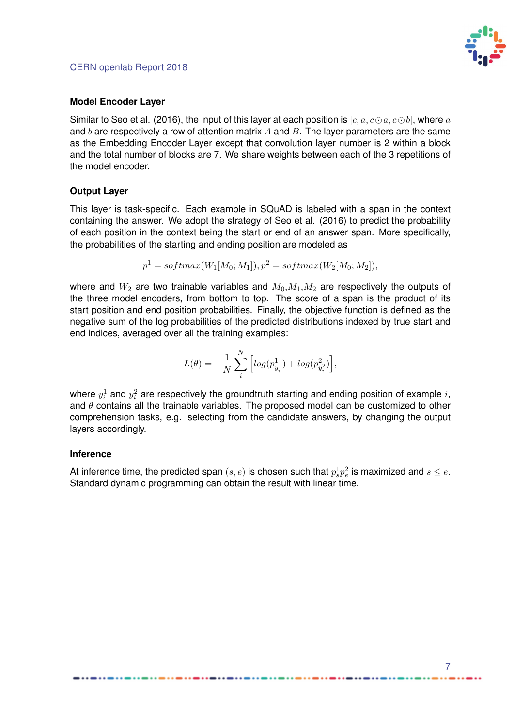### Model Encoder Layer

Similar to Seo et al. (2016), the input of this layer at each position is $[c, a, c \odot a, c \odot b]$, where $a$ and $b$ are respectively a row of attention matrix $A$ and $B$. The layer parameters are the same as the Embedding Encoder Layer except that convolution layer number is 2 within a block and the total number of blocks are 7. We share weights between each of the 3 repetitions of the model encoder.

### Output Layer

This layer is task-specific. Each example in SQuAD is labeled with a span in the context containing the answer. We adopt the strategy of Seo et al. (2016) to predict the probability of each position in the context being the start or end of an answer span. More specifically, the probabilities of the starting and ending position are modeled as

$$p^1 = softmax(W_1[M_0; M_1]), p^2 = softmax(W_2[M_0; M_2]),$$

where and $W_2$ are two trainable variables and $M_0$,$M_1$,$M_2$ are respectively the outputs of the three model encoders, from bottom to top. The score of a span is the product of its start position and end position probabilities. Finally, the objective function is defined as the negative sum of the log probabilities of the predicted distributions indexed by true start and end indices, averaged over all the training examples:

$$L(\theta) = -\frac{1}{N}\sum_{i}^{N}\left[log(p^1_{y^1_i}) + log(p^2_{y^2_i})\right],$$

where $y^1_i$ and $y^2_i$ are respectively the groundtruth starting and ending position of example $i$, and $\theta$ contains all the trainable variables. The proposed model can be customized to other comprehension tasks, e.g. selecting from the candidate answers, by changing the output layers accordingly.

### Inference

At inference time, the predicted span $(s, e)$ is chosen such that $p^1_s p^2_e$ is maximized and $s \leq e$. Standard dynamic programming can obtain the result with linear time.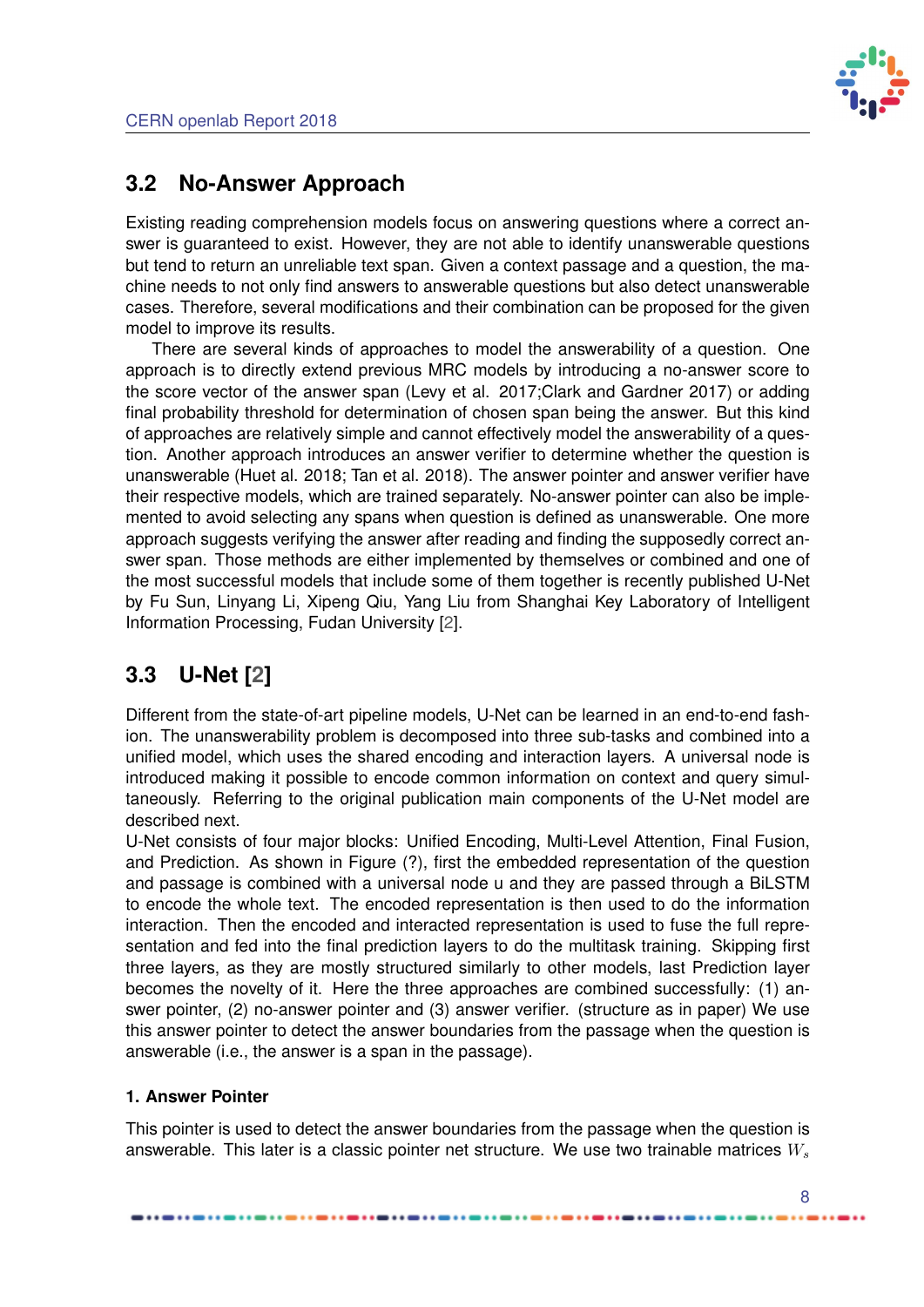## 3.2 No-Answer Approach

Existing reading comprehension models focus on answering questions where a correct answer is guaranteed to exist. However, they are not able to identify unanswerable questions but tend to return an unreliable text span. Given a context passage and a question, the machine needs to not only find answers to answerable questions but also detect unanswerable cases. Therefore, several modifications and their combination can be proposed for the given model to improve its results.

There are several kinds of approaches to model the answerability of a question. One approach is to directly extend previous MRC models by introducing a no-answer score to the score vector of the answer span (Levy et al. 2017;Clark and Gardner 2017) or adding final probability threshold for determination of chosen span being the answer. But this kind of approaches are relatively simple and cannot effectively model the answerability of a question. Another approach introduces an answer verifier to determine whether the question is unanswerable (Huet al. 2018; Tan et al. 2018). The answer pointer and answer verifier have their respective models, which are trained separately. No-answer pointer can also be implemented to avoid selecting any spans when question is defined as unanswerable. One more approach suggests verifying the answer after reading and finding the supposedly correct answer span. Those methods are either implemented by themselves or combined and one of the most successful models that include some of them together is recently published U-Net by Fu Sun, Linyang Li, Xipeng Qiu, Yang Liu from Shanghai Key Laboratory of Intelligent Information Processing, Fudan University [2].

## 3.3 U-Net [2]

Different from the state-of-art pipeline models, U-Net can be learned in an end-to-end fashion. The unanswerability problem is decomposed into three sub-tasks and combined into a unified model, which uses the shared encoding and interaction layers. A universal node is introduced making it possible to encode common information on context and query simultaneously. Referring to the original publication main components of the U-Net model are described next.

U-Net consists of four major blocks: Unified Encoding, Multi-Level Attention, Final Fusion, and Prediction. As shown in Figure (?), first the embedded representation of the question and passage is combined with a universal node u and they are passed through a BiLSTM to encode the whole text. The encoded representation is then used to do the information interaction. Then the encoded and interacted representation is used to fuse the full representation and fed into the final prediction layers to do the multitask training. Skipping first three layers, as they are mostly structured similarly to other models, last Prediction layer becomes the novelty of it. Here the three approaches are combined successfully: (1) answer pointer, (2) no-answer pointer and (3) answer verifier. (structure as in paper) We use this answer pointer to detect the answer boundaries from the passage when the question is answerable (i.e., the answer is a span in the passage).

#### 1. Answer Pointer

This pointer is used to detect the answer boundaries from the passage when the question is answerable. This later is a classic pointer net structure. We use two trainable matrices $W_s$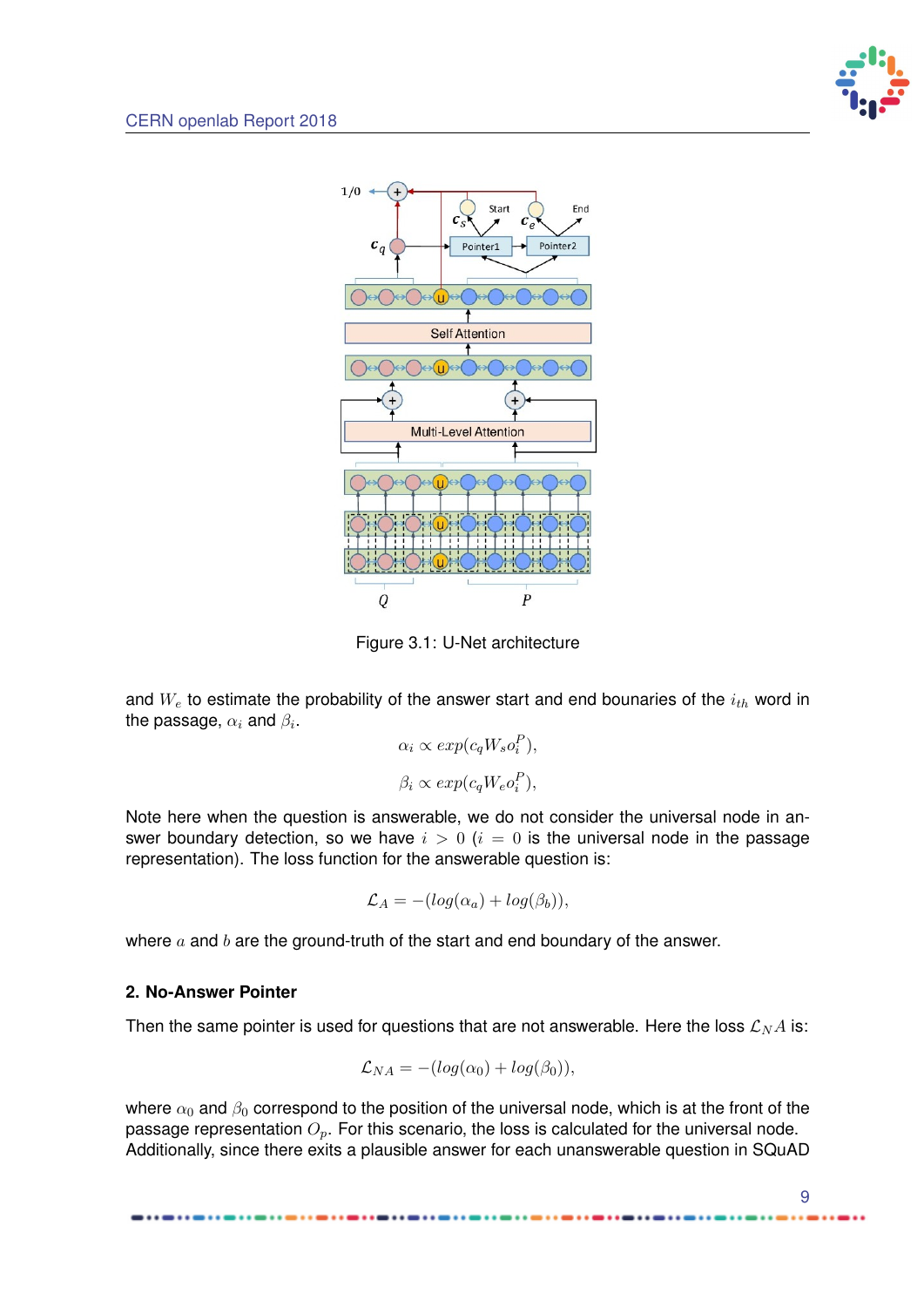Figure 3.1: U-Net architecture

and $W_e$ to estimate the probability of the answer start and end bounaries of the $i_{th}$ word in the passage, $\alpha_i$ and $\beta_i$.

$$\alpha_i \propto exp(c_q W_s o_i^P),$$

$$\beta_i \propto exp(c_q W_e o_i^P),$$

Note here when the question is answerable, we do not consider the universal node in answer boundary detection, so we have $i > 0$ ($i = 0$ is the universal node in the passage representation). The loss function for the answerable question is:

$$\mathcal{L}_A = -(log(\alpha_a) + log(\beta_b)),$$

where $a$ and $b$ are the ground-truth of the start and end boundary of the answer.

**2. No-Answer Pointer**

Then the same pointer is used for questions that are not answerable. Here the loss $\mathcal{L}_N A$ is:

$$\mathcal{L}_{NA} = -(log(\alpha_0) + log(\beta_0)),$$

where $\alpha_0$ and $\beta_0$ correspond to the position of the universal node, which is at the front of the passage representation $O_p$. For this scenario, the loss is calculated for the universal node. Additionally, since there exits a plausible answer for each unanswerable question in SQuAD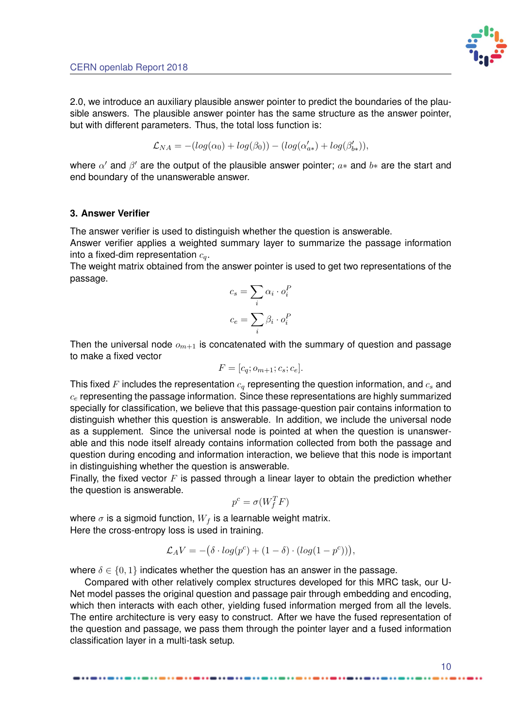2.0, we introduce an auxiliary plausible answer pointer to predict the boundaries of the plausible answers. The plausible answer pointer has the same structure as the answer pointer, but with different parameters. Thus, the total loss function is:

$$\mathcal{L}_{NA} = -(log(\alpha_0) + log(\beta_0)) - (log(\alpha'_{a*}) + log(\beta'_{b*})),$$

where $\alpha'$ and $\beta'$ are the output of the plausible answer pointer; $a*$ and $b*$ are the start and end boundary of the unanswerable answer.

### 3. Answer Verifier

The answer verifier is used to distinguish whether the question is answerable.
Answer verifier applies a weighted summary layer to summarize the passage information into a fixed-dim representation $c_q$.
The weight matrix obtained from the answer pointer is used to get two representations of the passage.

$$c_s = \sum_i \alpha_i \cdot o_i^P$$

$$c_e = \sum_i \beta_i \cdot o_i^P$$

Then the universal node $o_{m+1}$ is concatenated with the summary of question and passage to make a fixed vector

$$F = [c_q; o_{m+1}; c_s; c_e].$$

This fixed $F$ includes the representation $c_q$ representing the question information, and $c_s$ and $c_e$ representing the passage information. Since these representations are highly summarized specially for classification, we believe that this passage-question pair contains information to distinguish whether this question is answerable. In addition, we include the universal node as a supplement. Since the universal node is pointed at when the question is unanswerable and this node itself already contains information collected from both the passage and question during encoding and information interaction, we believe that this node is important in distinguishing whether the question is answerable.
Finally, the fixed vector $F$ is passed through a linear layer to obtain the prediction whether the question is answerable.

$$p^c = \sigma(W_f^T F)$$

where $\sigma$ is a sigmoid function, $W_f$ is a learnable weight matrix.
Here the cross-entropy loss is used in training.

$$\mathcal{L}_A V = -\big(\delta \cdot log(p^c) + (1 - \delta) \cdot (log(1 - p^c))\big),$$

where $\delta \in \{0, 1\}$ indicates whether the question has an answer in the passage.

Compared with other relatively complex structures developed for this MRC task, our U-Net model passes the original question and passage pair through embedding and encoding, which then interacts with each other, yielding fused information merged from all the levels. The entire architecture is very easy to construct. After we have the fused representation of the question and passage, we pass them through the pointer layer and a fused information classification layer in a multi-task setup.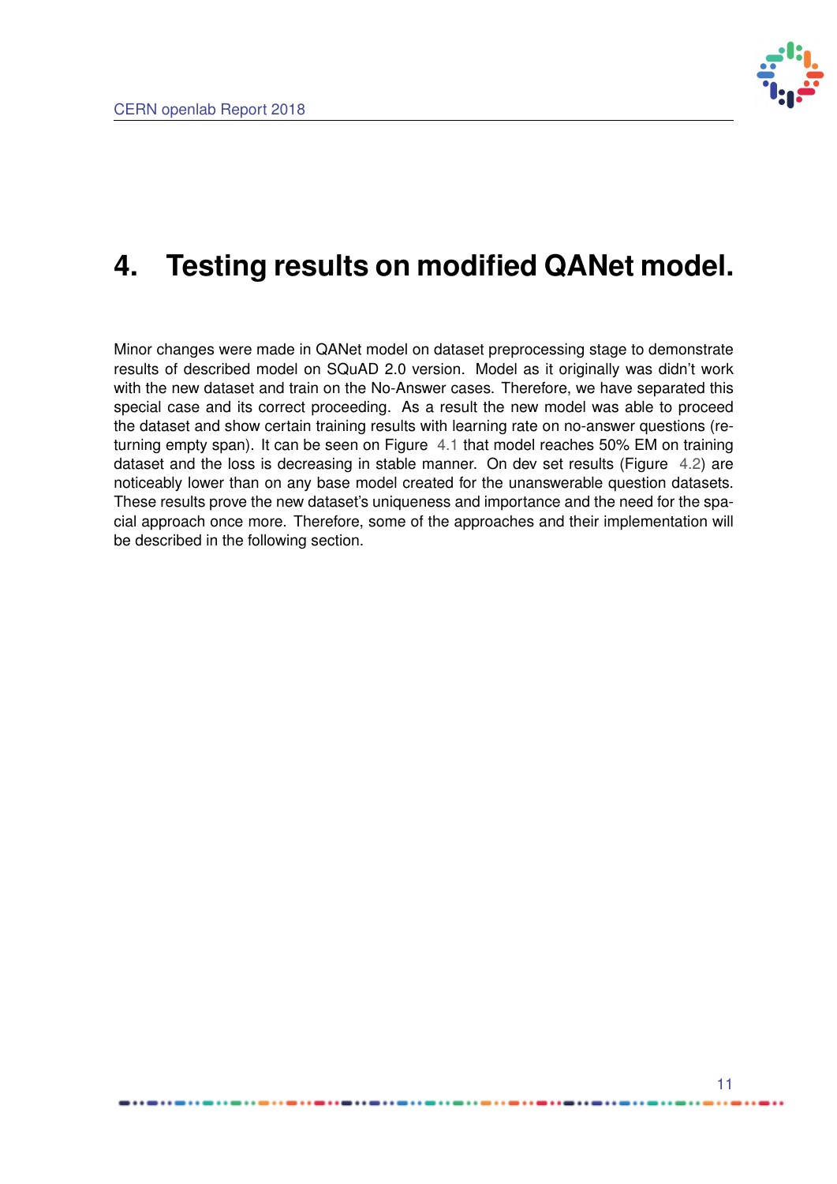# 4. Testing results on modified QANet model.

Minor changes were made in QANet model on dataset preprocessing stage to demonstrate results of described model on SQuAD 2.0 version. Model as it originally was didn't work with the new dataset and train on the No-Answer cases. Therefore, we have separated this special case and its correct proceeding. As a result the new model was able to proceed the dataset and show certain training results with learning rate on no-answer questions (returning empty span). It can be seen on Figure 4.1 that model reaches 50% EM on training dataset and the loss is decreasing in stable manner. On dev set results (Figure 4.2) are noticeably lower than on any base model created for the unanswerable question datasets. These results prove the new dataset's uniqueness and importance and the need for the spacial approach once more. Therefore, some of the approaches and their implementation will be described in the following section.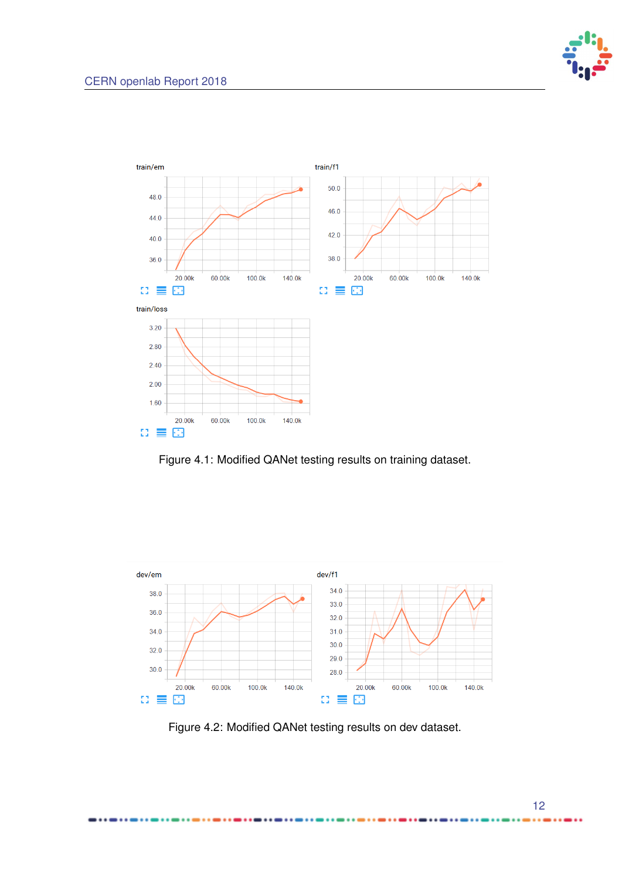Figure 4.1: Modified QANet testing results on training dataset.

Figure 4.2: Modified QANet testing results on dev dataset.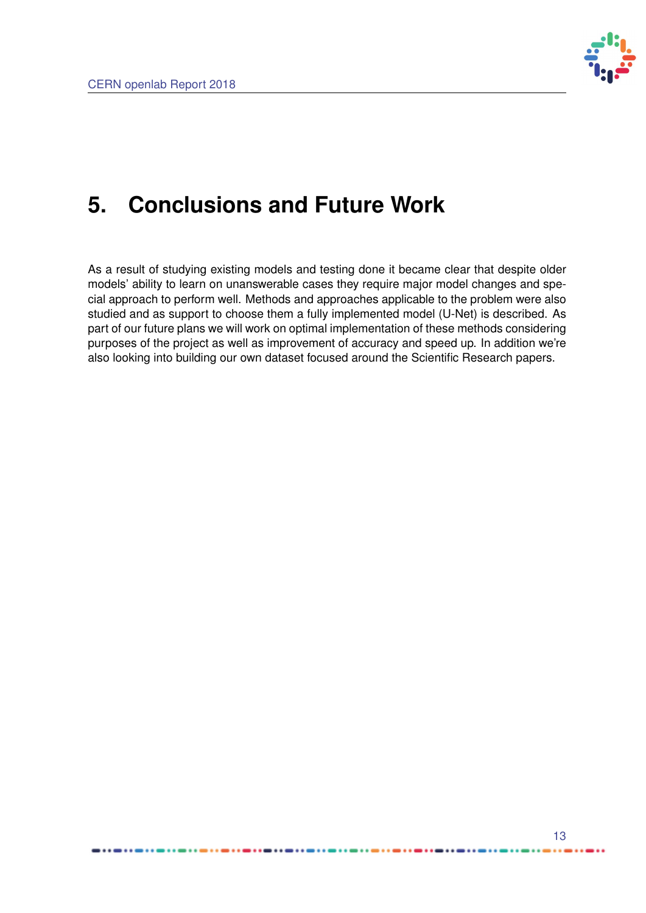# 5. Conclusions and Future Work

As a result of studying existing models and testing done it became clear that despite older models' ability to learn on unanswerable cases they require major model changes and special approach to perform well. Methods and approaches applicable to the problem were also studied and as support to choose them a fully implemented model (U-Net) is described. As part of our future plans we will work on optimal implementation of these methods considering purposes of the project as well as improvement of accuracy and speed up. In addition we're also looking into building our own dataset focused around the Scientific Research papers.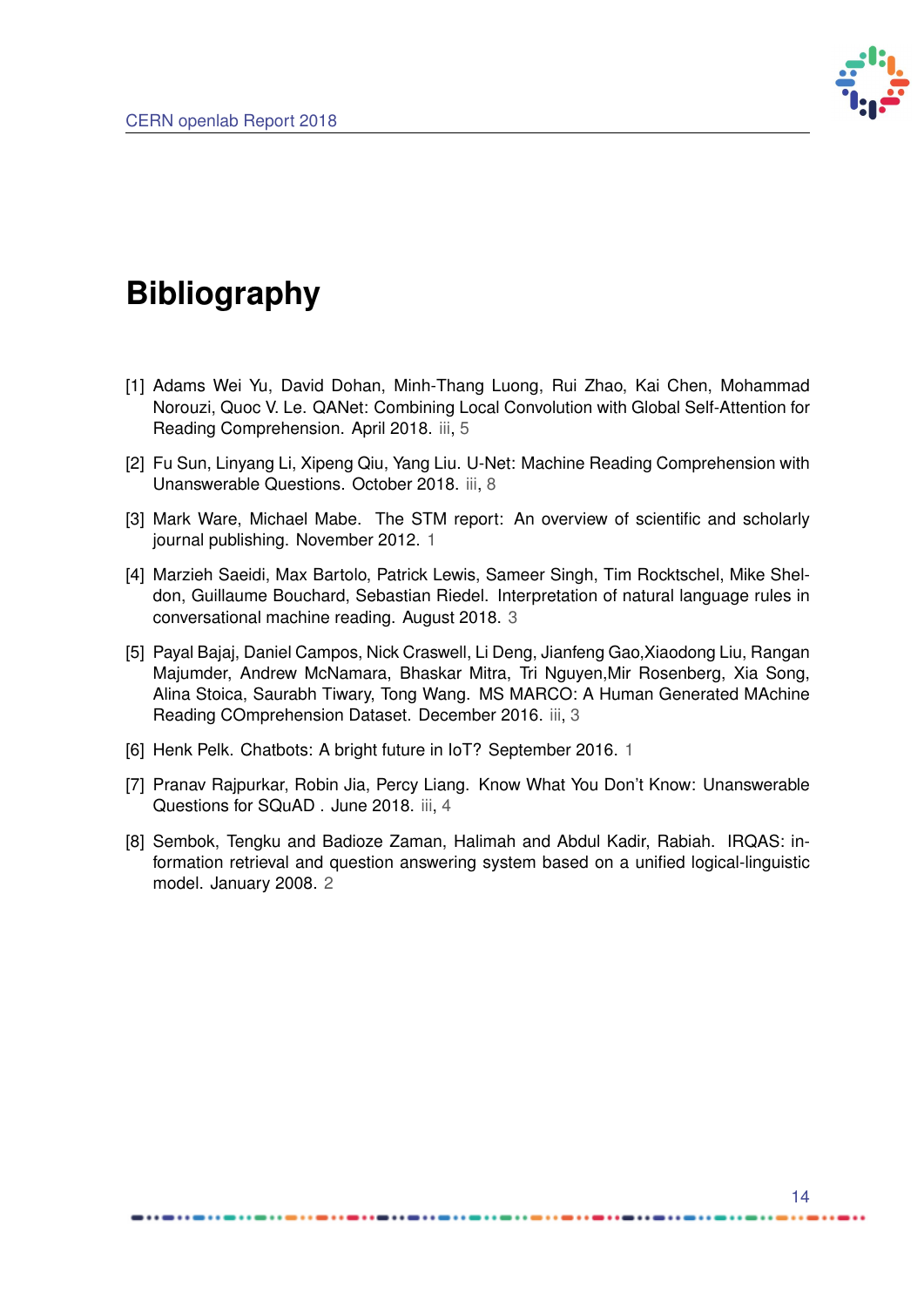# Bibliography

[1] Adams Wei Yu, David Dohan, Minh-Thang Luong, Rui Zhao, Kai Chen, Mohammad Norouzi, Quoc V. Le. QANet: Combining Local Convolution with Global Self-Attention for Reading Comprehension. April 2018. iii, 5

[2] Fu Sun, Linyang Li, Xipeng Qiu, Yang Liu. U-Net: Machine Reading Comprehension with Unanswerable Questions. October 2018. iii, 8

[3] Mark Ware, Michael Mabe. The STM report: An overview of scientific and scholarly journal publishing. November 2012. 1

[4] Marzieh Saeidi, Max Bartolo, Patrick Lewis, Sameer Singh, Tim Rocktschel, Mike Sheldon, Guillaume Bouchard, Sebastian Riedel. Interpretation of natural language rules in conversational machine reading. August 2018. 3

[5] Payal Bajaj, Daniel Campos, Nick Craswell, Li Deng, Jianfeng Gao,Xiaodong Liu, Rangan Majumder, Andrew McNamara, Bhaskar Mitra, Tri Nguyen,Mir Rosenberg, Xia Song, Alina Stoica, Saurabh Tiwary, Tong Wang. MS MARCO: A Human Generated MAchine Reading COmprehension Dataset. December 2016. iii, 3

[6] Henk Pelk. Chatbots: A bright future in IoT? September 2016. 1

[7] Pranav Rajpurkar, Robin Jia, Percy Liang. Know What You Don't Know: Unanswerable Questions for SQuAD . June 2018. iii, 4

[8] Sembok, Tengku and Badioze Zaman, Halimah and Abdul Kadir, Rabiah. IRQAS: information retrieval and question answering system based on a unified logical-linguistic model. January 2008. 2